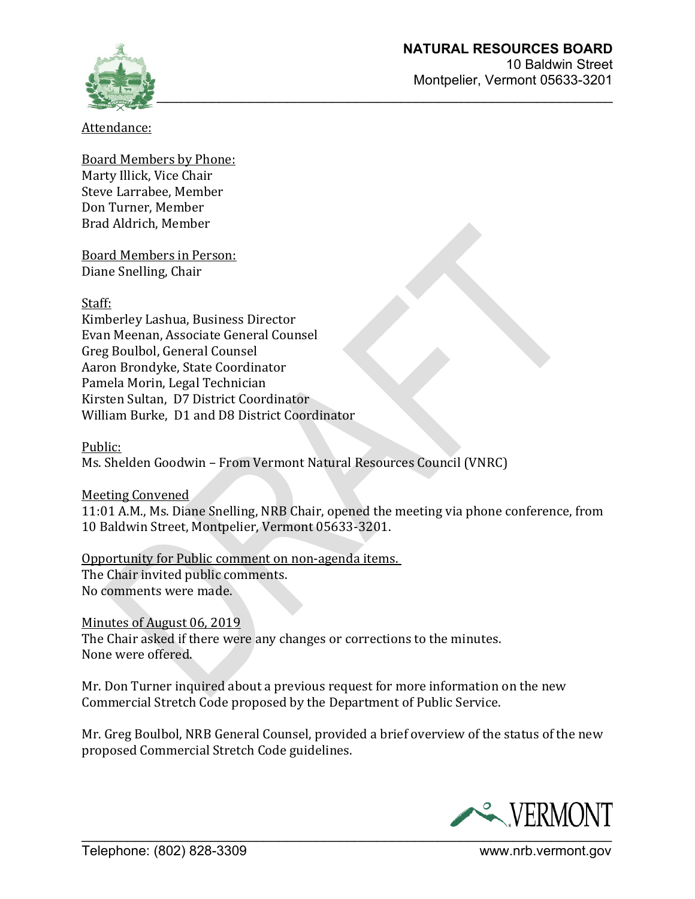**NATURAL RESOURCES BOARD**
10 Baldwin Street
Montpelier, Vermont 05633-3201

Attendance:

Board Members by Phone:
Marty Illick, Vice Chair
Steve Larrabee, Member
Don Turner, Member
Brad Aldrich, Member

Board Members in Person:
Diane Snelling, Chair

Staff:
Kimberley Lashua, Business Director
Evan Meenan, Associate General Counsel
Greg Boulbol, General Counsel
Aaron Brondyke, State Coordinator
Pamela Morin, Legal Technician
Kirsten Sultan, D7 District Coordinator
William Burke, D1 and D8 District Coordinator

Public:
Ms. Shelden Goodwin – From Vermont Natural Resources Council (VNRC)

Meeting Convened
11:01 A.M., Ms. Diane Snelling, NRB Chair, opened the meeting via phone conference, from 10 Baldwin Street, Montpelier, Vermont 05633-3201.

Opportunity for Public comment on non-agenda items.
The Chair invited public comments.
No comments were made.

Minutes of August 06, 2019
The Chair asked if there were any changes or corrections to the minutes.
None were offered.

Mr. Don Turner inquired about a previous request for more information on the new Commercial Stretch Code proposed by the Department of Public Service.

Mr. Greg Boulbol, NRB General Counsel, provided a brief overview of the status of the new proposed Commercial Stretch Code guidelines.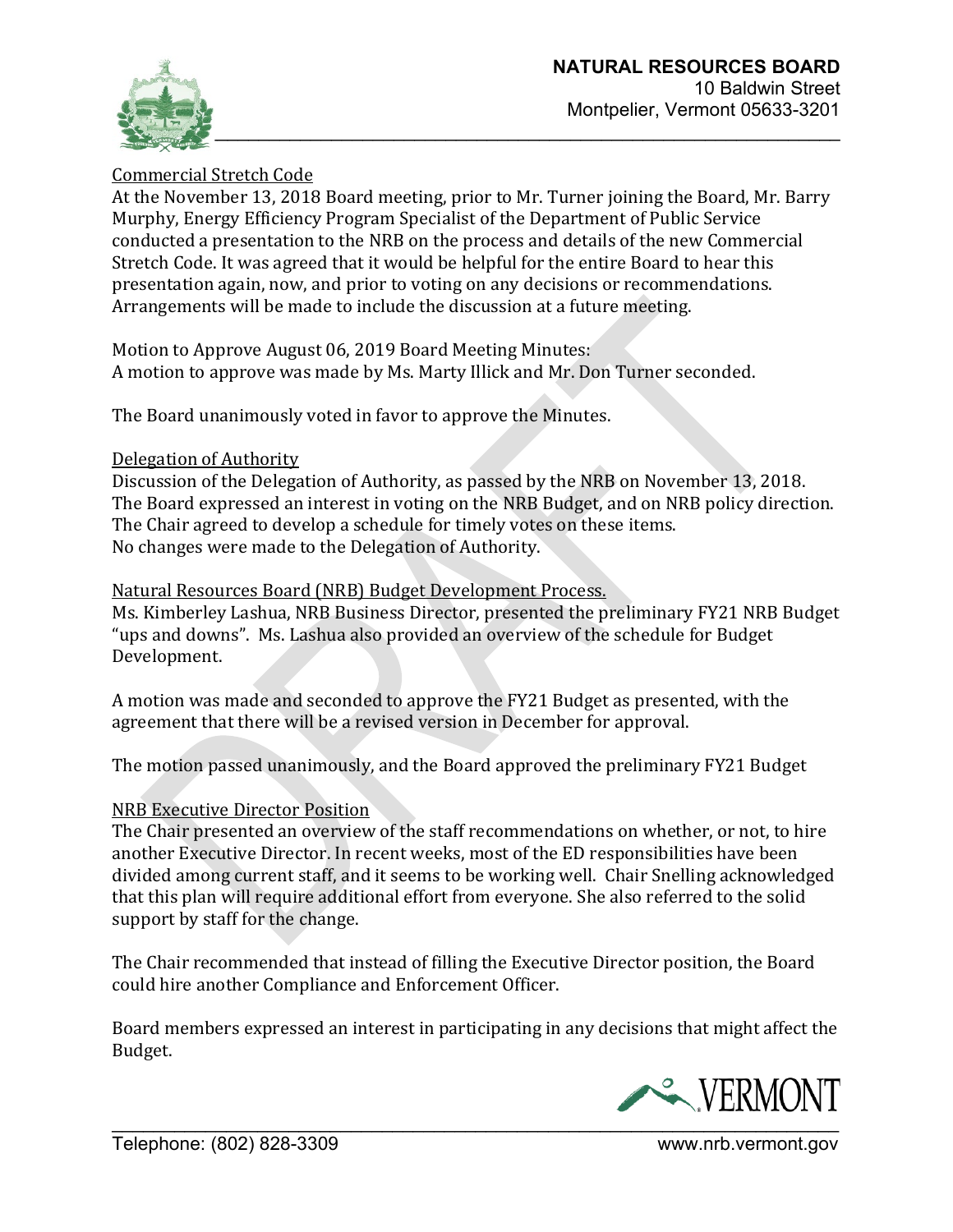Commercial Stretch Code

At the November 13, 2018 Board meeting, prior to Mr. Turner joining the Board, Mr. Barry Murphy, Energy Efficiency Program Specialist of the Department of Public Service conducted a presentation to the NRB on the process and details of the new Commercial Stretch Code. It was agreed that it would be helpful for the entire Board to hear this presentation again, now, and prior to voting on any decisions or recommendations. Arrangements will be made to include the discussion at a future meeting.

Motion to Approve August 06, 2019 Board Meeting Minutes:
A motion to approve was made by Ms. Marty Illick and Mr. Don Turner seconded.

The Board unanimously voted in favor to approve the Minutes.

Delegation of Authority

Discussion of the Delegation of Authority, as passed by the NRB on November 13, 2018. The Board expressed an interest in voting on the NRB Budget, and on NRB policy direction. The Chair agreed to develop a schedule for timely votes on these items.
No changes were made to the Delegation of Authority.

Natural Resources Board (NRB) Budget Development Process.

Ms. Kimberley Lashua, NRB Business Director, presented the preliminary FY21 NRB Budget "ups and downs". Ms. Lashua also provided an overview of the schedule for Budget Development.

A motion was made and seconded to approve the FY21 Budget as presented, with the agreement that there will be a revised version in December for approval.

The motion passed unanimously, and the Board approved the preliminary FY21 Budget

NRB Executive Director Position

The Chair presented an overview of the staff recommendations on whether, or not, to hire another Executive Director. In recent weeks, most of the ED responsibilities have been divided among current staff, and it seems to be working well. Chair Snelling acknowledged that this plan will require additional effort from everyone. She also referred to the solid support by staff for the change.

The Chair recommended that instead of filling the Executive Director position, the Board could hire another Compliance and Enforcement Officer.

Board members expressed an interest in participating in any decisions that might affect the Budget.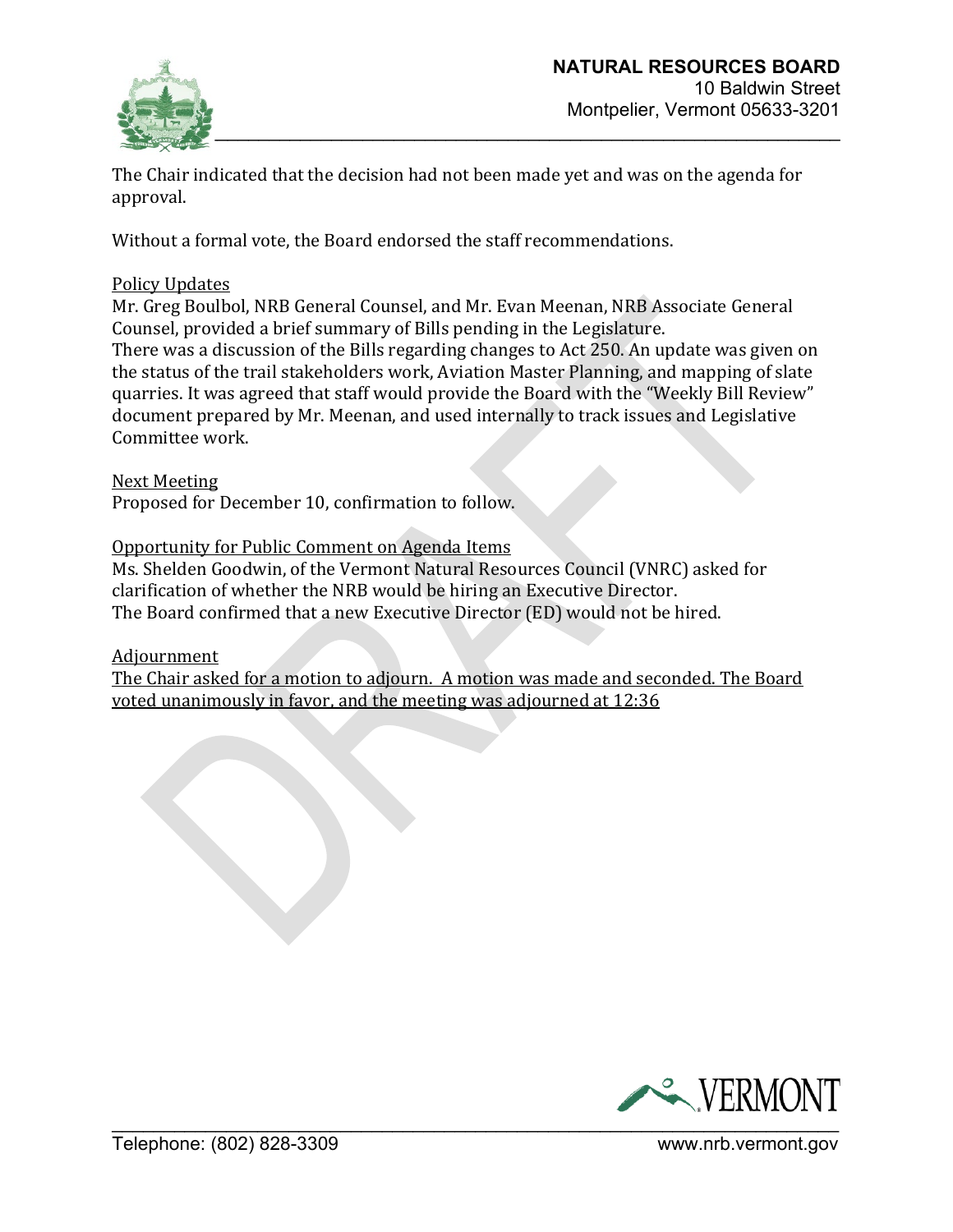The Chair indicated that the decision had not been made yet and was on the agenda for approval.

Without a formal vote, the Board endorsed the staff recommendations.

Policy Updates

Mr. Greg Boulbol, NRB General Counsel, and Mr. Evan Meenan, NRB Associate General Counsel, provided a brief summary of Bills pending in the Legislature.
There was a discussion of the Bills regarding changes to Act 250. An update was given on the status of the trail stakeholders work, Aviation Master Planning, and mapping of slate quarries. It was agreed that staff would provide the Board with the "Weekly Bill Review" document prepared by Mr. Meenan, and used internally to track issues and Legislative Committee work.

Next Meeting

Proposed for December 10, confirmation to follow.

Opportunity for Public Comment on Agenda Items

Ms. Shelden Goodwin, of the Vermont Natural Resources Council (VNRC) asked for clarification of whether the NRB would be hiring an Executive Director.
The Board confirmed that a new Executive Director (ED) would not be hired.

Adjournment

The Chair asked for a motion to adjourn. A motion was made and seconded. The Board voted unanimously in favor, and the meeting was adjourned at 12:36